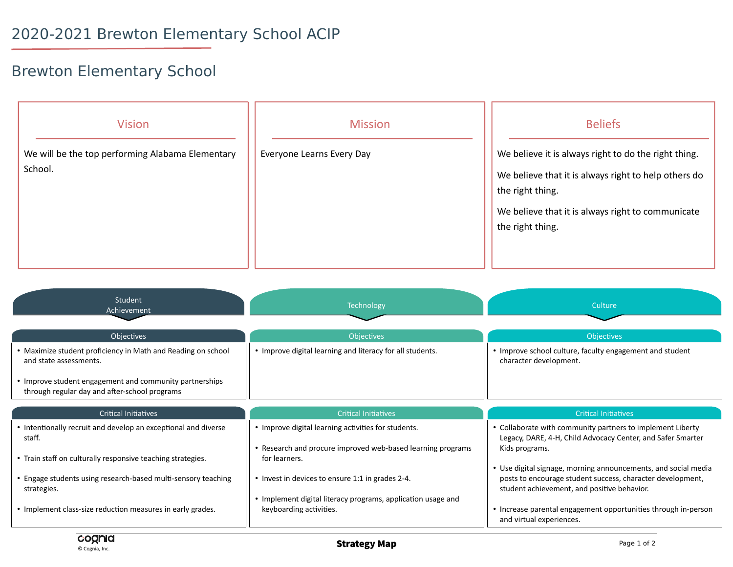# 2020-2021 Brewton Elementary School ACIP

## Brewton Elementary School

### Vision

We will be the top performing Alabama Elementary School.

### Mission

Everyone Learns Every Day

### Beliefs

We believe it is always right to do the right thing.

We believe that it is always right to help others do the right thing.

We believe that it is always right to communicate the right thing.

## Student Achievement

### Objectives

- Maximize student proficiency in Math and Reading on school and state assessments.
- Improve student engagement and community partnerships through regular day and after-school programs

### Critical Initiatives

- Intentionally recruit and develop an exceptional and diverse staff.
- Train staff on culturally responsive teaching strategies.
- Engage students using research-based multi-sensory teaching strategies.
- Implement class-size reduction measures in early grades.

## Technology

### Objectives

- Improve digital learning and literacy for all students.

### Critical Initiatives

- Improve digital learning activities for students.
- Research and procure improved web-based learning programs for learners.
- Invest in devices to ensure 1:1 in grades 2-4.
- Implement digital literacy programs, application usage and keyboarding activities.

## Culture

### Objectives

- Improve school culture, faculty engagement and student character development.

### Critical Initiatives

- Collaborate with community partners to implement Liberty Legacy, DARE, 4-H, Child Advocacy Center, and Safer Smarter Kids programs.
- Use digital signage, morning announcements, and social media posts to encourage student success, character development, student achievement, and positive behavior.
- Increase parental engagement opportunities through in-person and virtual experiences.

cognia
© Cognia, Inc.

**Strategy Map**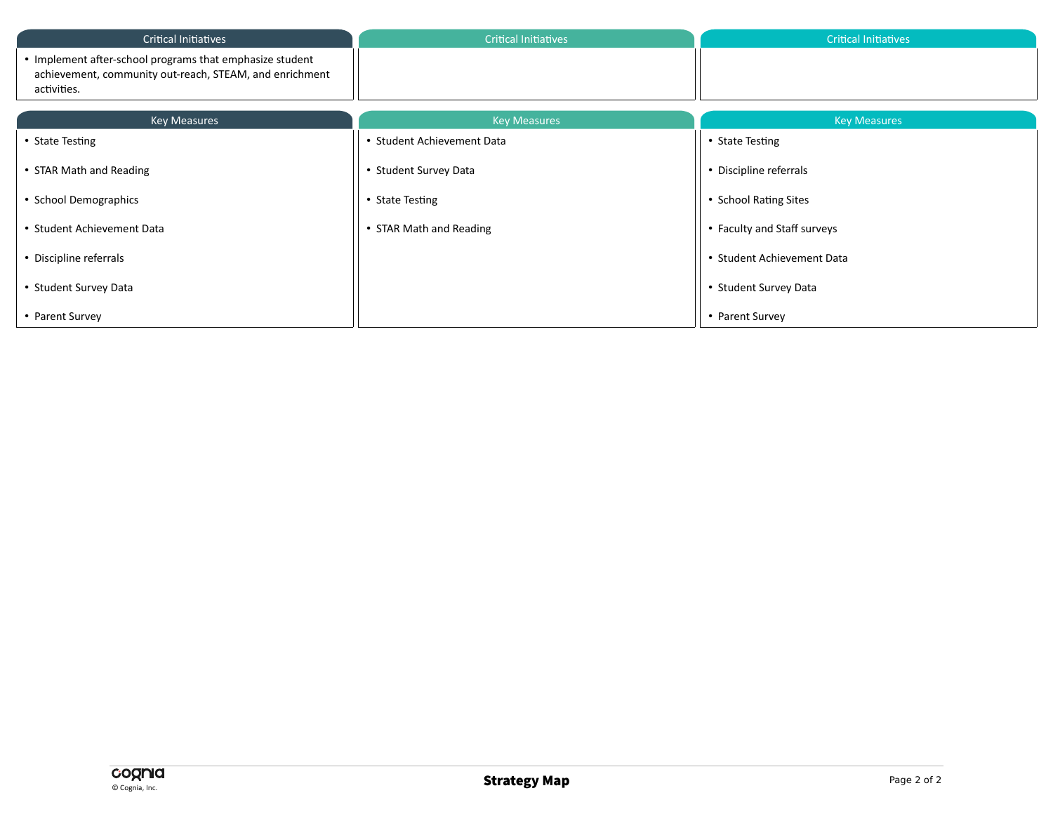| Critical Initiatives | Critical Initiatives | Critical Initiatives |
| --- | --- | --- |
| • Implement after-school programs that emphasize student achievement, community out-reach, STEAM, and enrichment activities. | | |

| Key Measures | Key Measures | Key Measures |
| --- | --- | --- |
| • State Testing | • Student Achievement Data | • State Testing |
| • STAR Math and Reading | • Student Survey Data | • Discipline referrals |
| • School Demographics | • State Testing | • School Rating Sites |
| • Student Achievement Data | • STAR Math and Reading | • Faculty and Staff surveys |
| • Discipline referrals | | • Student Achievement Data |
| • Student Survey Data | | • Student Survey Data |
| • Parent Survey | | • Parent Survey |